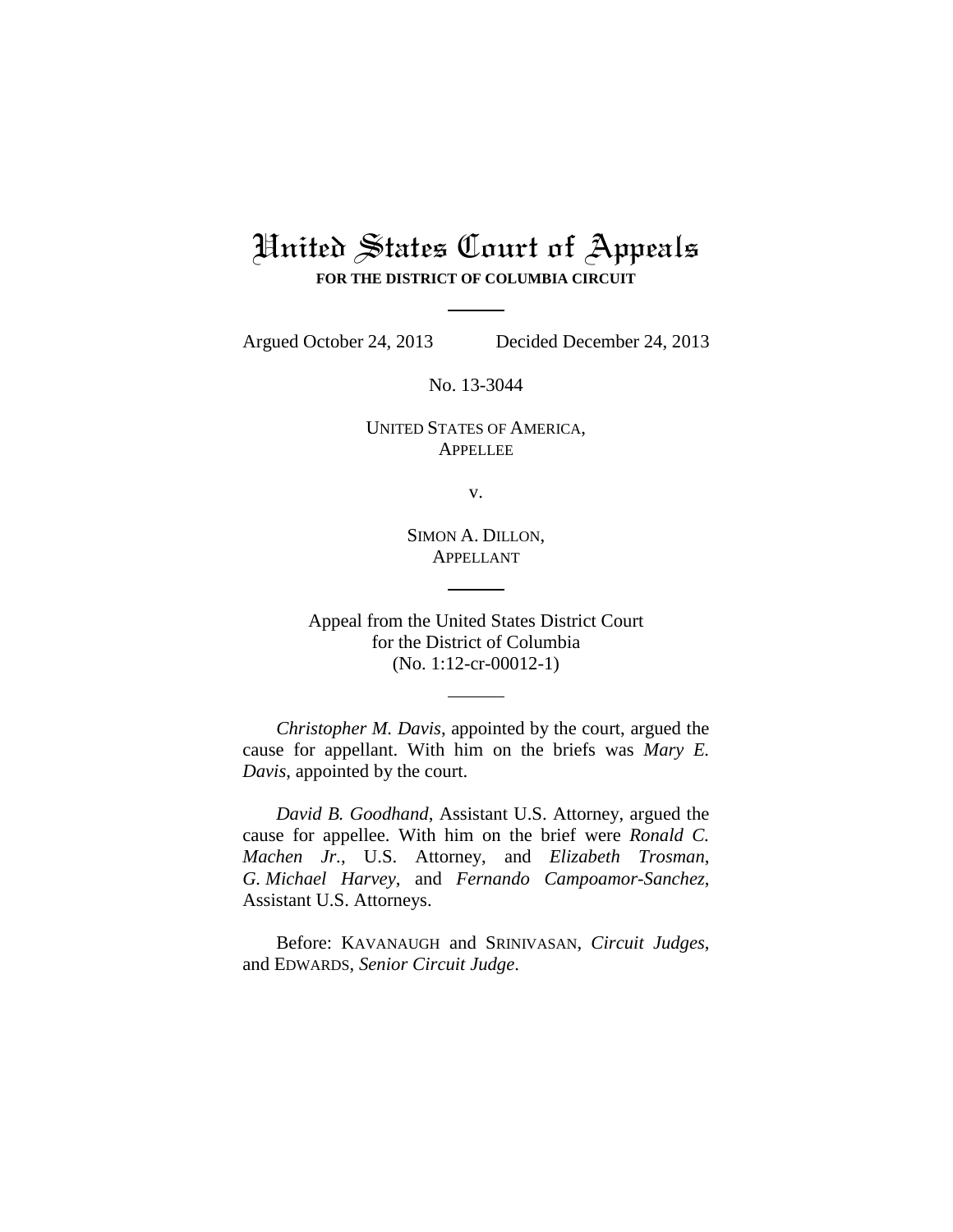# United States Court of Appeals

**FOR THE DISTRICT OF COLUMBIA CIRCUIT**

Argued October 24, 2013 Decided December 24, 2013

No. 13-3044

UNITED STATES OF AMERICA,
APPELLEE

v.

SIMON A. DILLON,
APPELLANT

Appeal from the United States District Court
for the District of Columbia
(No. 1:12-cr-00012-1)

*Christopher M. Davis*, appointed by the court, argued the cause for appellant. With him on the briefs was *Mary E. Davis*, appointed by the court.

*David B. Goodhand*, Assistant U.S. Attorney, argued the cause for appellee. With him on the brief were *Ronald C. Machen Jr.*, U.S. Attorney, and *Elizabeth Trosman*, *G. Michael Harvey*, and *Fernando Campoamor-Sanchez*, Assistant U.S. Attorneys.

Before: KAVANAUGH and SRINIVASAN, *Circuit Judges*, and EDWARDS, *Senior Circuit Judge*.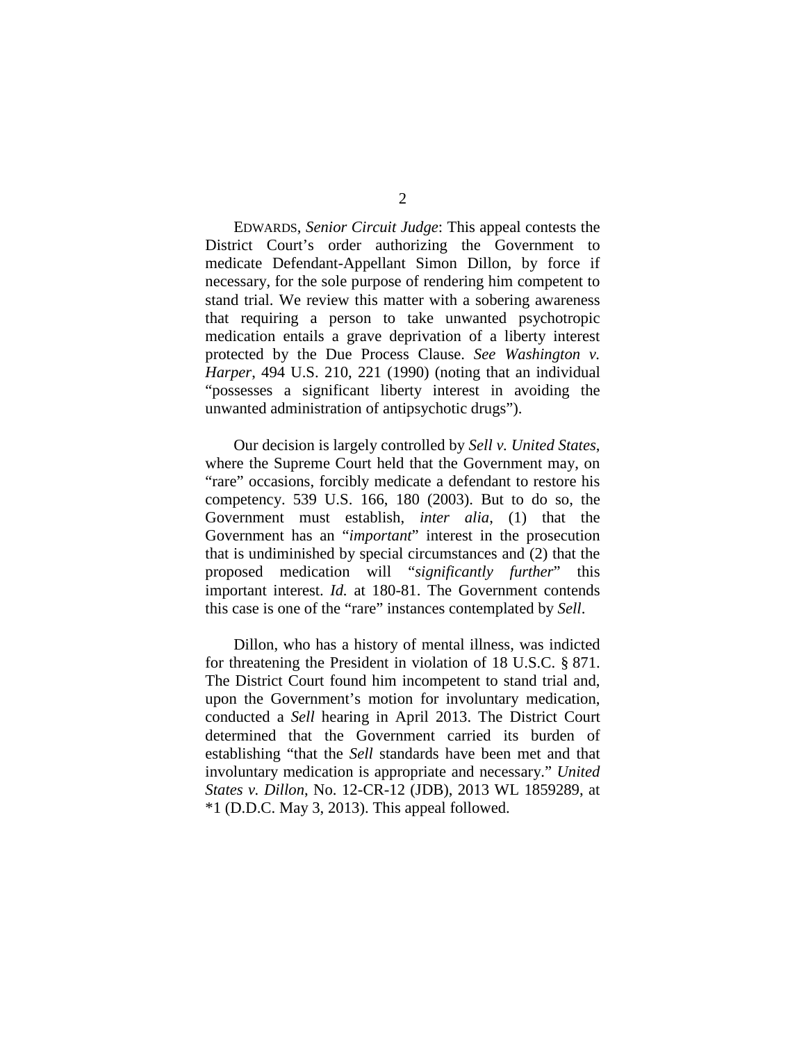EDWARDS, *Senior Circuit Judge*: This appeal contests the District Court's order authorizing the Government to medicate Defendant-Appellant Simon Dillon, by force if necessary, for the sole purpose of rendering him competent to stand trial. We review this matter with a sobering awareness that requiring a person to take unwanted psychotropic medication entails a grave deprivation of a liberty interest protected by the Due Process Clause. *See Washington v. Harper*, 494 U.S. 210, 221 (1990) (noting that an individual "possesses a significant liberty interest in avoiding the unwanted administration of antipsychotic drugs").

Our decision is largely controlled by *Sell v. United States*, where the Supreme Court held that the Government may, on "rare" occasions, forcibly medicate a defendant to restore his competency. 539 U.S. 166, 180 (2003). But to do so, the Government must establish, *inter alia*, (1) that the Government has an "*important*" interest in the prosecution that is undiminished by special circumstances and (2) that the proposed medication will "*significantly further*" this important interest. *Id.* at 180-81. The Government contends this case is one of the "rare" instances contemplated by *Sell*.

Dillon, who has a history of mental illness, was indicted for threatening the President in violation of 18 U.S.C. § 871. The District Court found him incompetent to stand trial and, upon the Government's motion for involuntary medication, conducted a *Sell* hearing in April 2013. The District Court determined that the Government carried its burden of establishing "that the *Sell* standards have been met and that involuntary medication is appropriate and necessary." *United States v. Dillon*, No. 12-CR-12 (JDB), 2013 WL 1859289, at *1 (D.D.C. May 3, 2013). This appeal followed.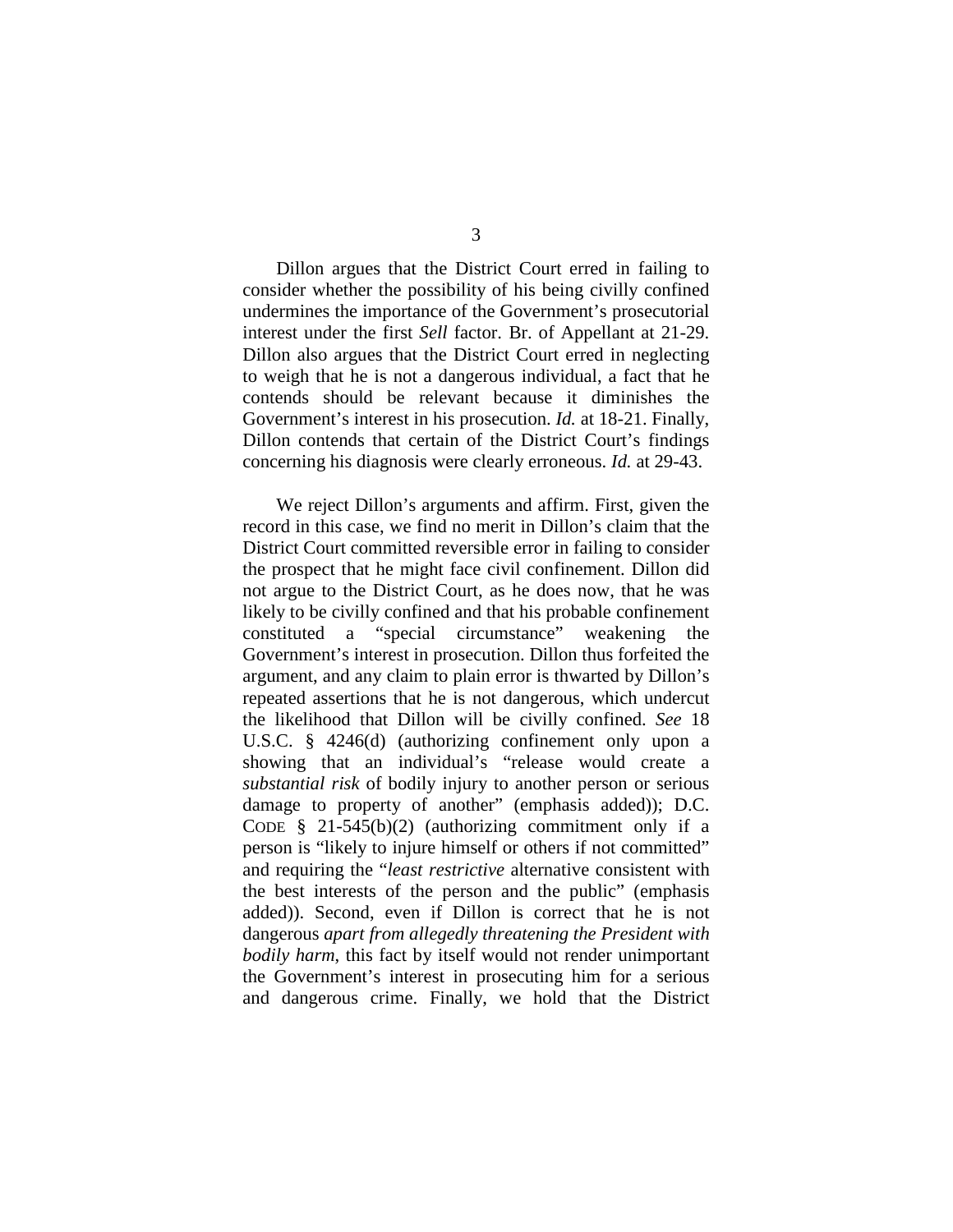Dillon argues that the District Court erred in failing to consider whether the possibility of his being civilly confined undermines the importance of the Government's prosecutorial interest under the first *Sell* factor. Br. of Appellant at 21-29. Dillon also argues that the District Court erred in neglecting to weigh that he is not a dangerous individual, a fact that he contends should be relevant because it diminishes the Government's interest in his prosecution. *Id.* at 18-21. Finally, Dillon contends that certain of the District Court's findings concerning his diagnosis were clearly erroneous. *Id.* at 29-43.

We reject Dillon's arguments and affirm. First, given the record in this case, we find no merit in Dillon's claim that the District Court committed reversible error in failing to consider the prospect that he might face civil confinement. Dillon did not argue to the District Court, as he does now, that he was likely to be civilly confined and that his probable confinement constituted a "special circumstance" weakening the Government's interest in prosecution. Dillon thus forfeited the argument, and any claim to plain error is thwarted by Dillon's repeated assertions that he is not dangerous, which undercut the likelihood that Dillon will be civilly confined. *See* 18 U.S.C. § 4246(d) (authorizing confinement only upon a showing that an individual's "release would create a *substantial risk* of bodily injury to another person or serious damage to property of another" (emphasis added)); D.C. CODE § 21-545(b)(2) (authorizing commitment only if a person is "likely to injure himself or others if not committed" and requiring the "*least restrictive* alternative consistent with the best interests of the person and the public" (emphasis added)). Second, even if Dillon is correct that he is not dangerous *apart from allegedly threatening the President with bodily harm*, this fact by itself would not render unimportant the Government's interest in prosecuting him for a serious and dangerous crime. Finally, we hold that the District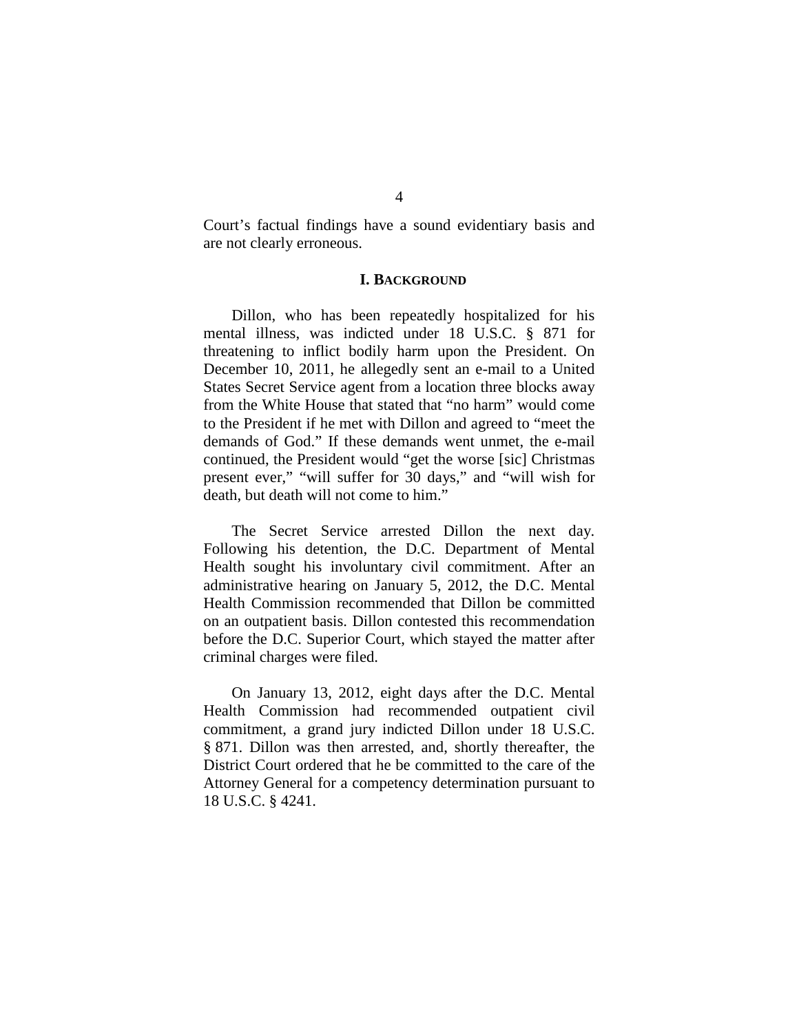Court's factual findings have a sound evidentiary basis and are not clearly erroneous.

## I. BACKGROUND

Dillon, who has been repeatedly hospitalized for his mental illness, was indicted under 18 U.S.C. § 871 for threatening to inflict bodily harm upon the President. On December 10, 2011, he allegedly sent an e-mail to a United States Secret Service agent from a location three blocks away from the White House that stated that "no harm" would come to the President if he met with Dillon and agreed to "meet the demands of God." If these demands went unmet, the e-mail continued, the President would "get the worse [sic] Christmas present ever," "will suffer for 30 days," and "will wish for death, but death will not come to him."

The Secret Service arrested Dillon the next day. Following his detention, the D.C. Department of Mental Health sought his involuntary civil commitment. After an administrative hearing on January 5, 2012, the D.C. Mental Health Commission recommended that Dillon be committed on an outpatient basis. Dillon contested this recommendation before the D.C. Superior Court, which stayed the matter after criminal charges were filed.

On January 13, 2012, eight days after the D.C. Mental Health Commission had recommended outpatient civil commitment, a grand jury indicted Dillon under 18 U.S.C. § 871. Dillon was then arrested, and, shortly thereafter, the District Court ordered that he be committed to the care of the Attorney General for a competency determination pursuant to 18 U.S.C. § 4241.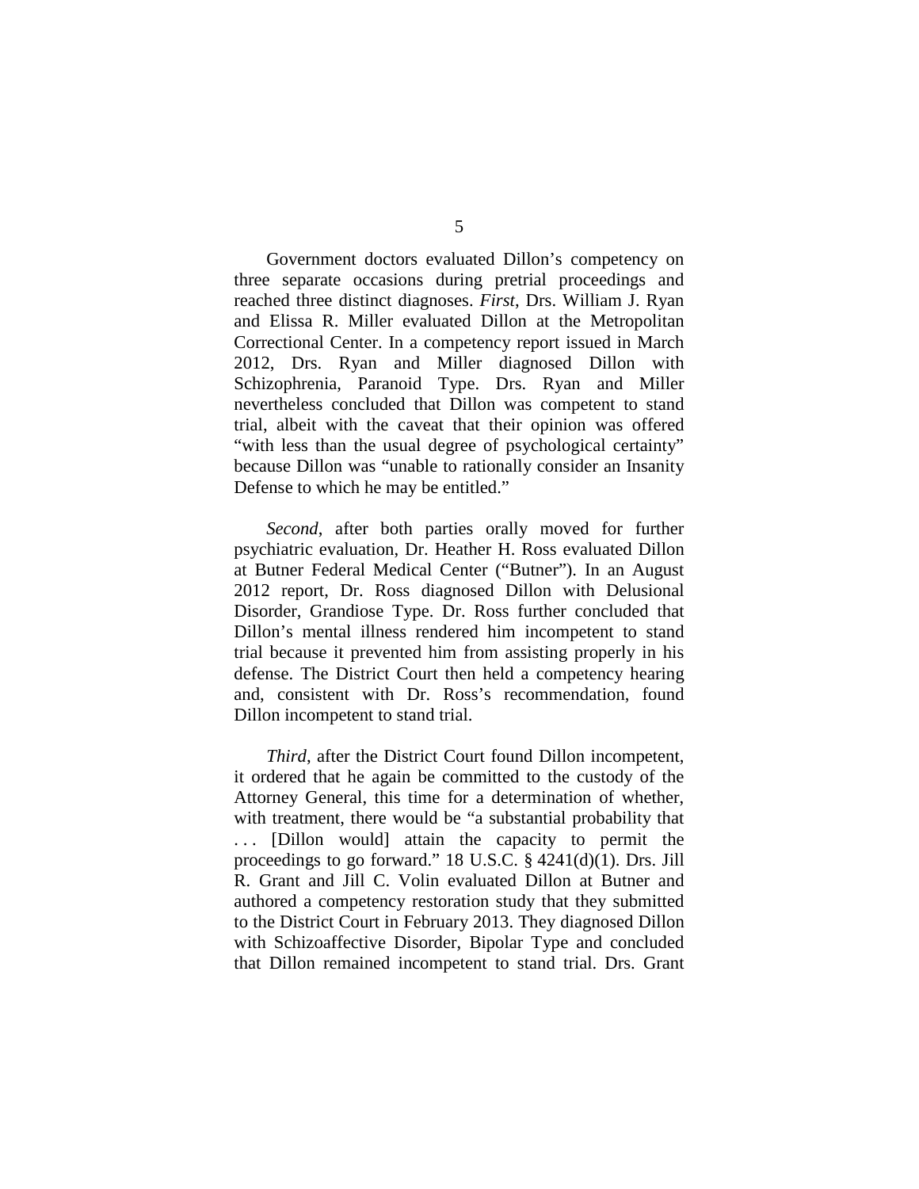Government doctors evaluated Dillon's competency on three separate occasions during pretrial proceedings and reached three distinct diagnoses. *First*, Drs. William J. Ryan and Elissa R. Miller evaluated Dillon at the Metropolitan Correctional Center. In a competency report issued in March 2012, Drs. Ryan and Miller diagnosed Dillon with Schizophrenia, Paranoid Type. Drs. Ryan and Miller nevertheless concluded that Dillon was competent to stand trial, albeit with the caveat that their opinion was offered "with less than the usual degree of psychological certainty" because Dillon was "unable to rationally consider an Insanity Defense to which he may be entitled."

*Second*, after both parties orally moved for further psychiatric evaluation, Dr. Heather H. Ross evaluated Dillon at Butner Federal Medical Center ("Butner"). In an August 2012 report, Dr. Ross diagnosed Dillon with Delusional Disorder, Grandiose Type. Dr. Ross further concluded that Dillon's mental illness rendered him incompetent to stand trial because it prevented him from assisting properly in his defense. The District Court then held a competency hearing and, consistent with Dr. Ross's recommendation, found Dillon incompetent to stand trial.

*Third*, after the District Court found Dillon incompetent, it ordered that he again be committed to the custody of the Attorney General, this time for a determination of whether, with treatment, there would be "a substantial probability that . . . [Dillon would] attain the capacity to permit the proceedings to go forward." 18 U.S.C. § 4241(d)(1). Drs. Jill R. Grant and Jill C. Volin evaluated Dillon at Butner and authored a competency restoration study that they submitted to the District Court in February 2013. They diagnosed Dillon with Schizoaffective Disorder, Bipolar Type and concluded that Dillon remained incompetent to stand trial. Drs. Grant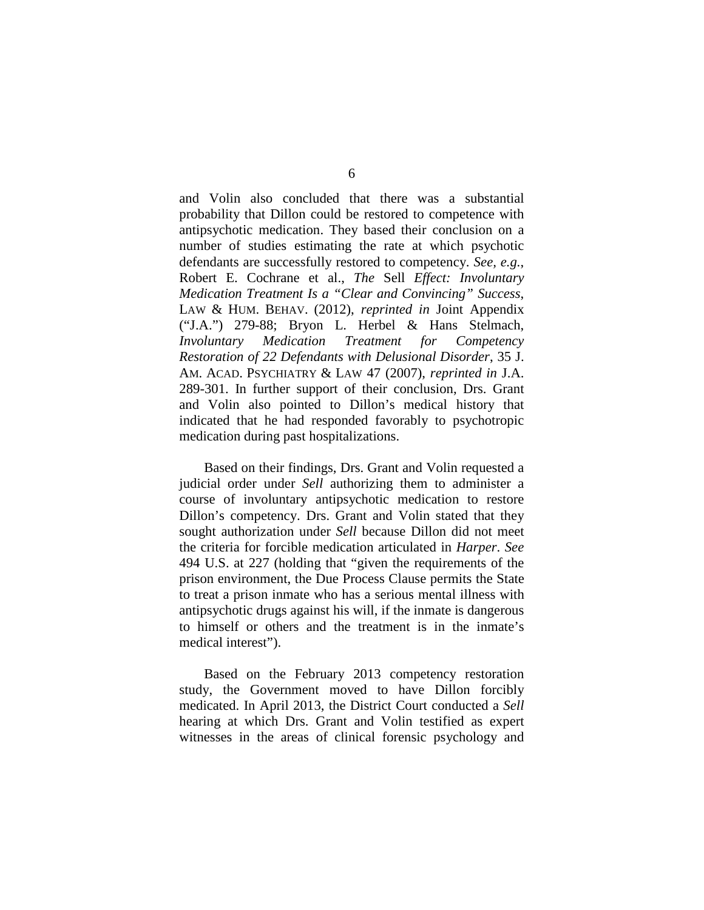and Volin also concluded that there was a substantial probability that Dillon could be restored to competence with antipsychotic medication. They based their conclusion on a number of studies estimating the rate at which psychotic defendants are successfully restored to competency. *See, e.g.*, Robert E. Cochrane et al., *The* Sell *Effect: Involuntary Medication Treatment Is a "Clear and Convincing" Success*, LAW & HUM. BEHAV. (2012), *reprinted in* Joint Appendix ("J.A.") 279-88; Bryon L. Herbel & Hans Stelmach, *Involuntary Medication Treatment for Competency Restoration of 22 Defendants with Delusional Disorder*, 35 J. AM. ACAD. PSYCHIATRY & LAW 47 (2007), *reprinted in* J.A. 289-301. In further support of their conclusion, Drs. Grant and Volin also pointed to Dillon's medical history that indicated that he had responded favorably to psychotropic medication during past hospitalizations.

Based on their findings, Drs. Grant and Volin requested a judicial order under *Sell* authorizing them to administer a course of involuntary antipsychotic medication to restore Dillon's competency. Drs. Grant and Volin stated that they sought authorization under *Sell* because Dillon did not meet the criteria for forcible medication articulated in *Harper*. *See* 494 U.S. at 227 (holding that "given the requirements of the prison environment, the Due Process Clause permits the State to treat a prison inmate who has a serious mental illness with antipsychotic drugs against his will, if the inmate is dangerous to himself or others and the treatment is in the inmate's medical interest").

Based on the February 2013 competency restoration study, the Government moved to have Dillon forcibly medicated. In April 2013, the District Court conducted a *Sell* hearing at which Drs. Grant and Volin testified as expert witnesses in the areas of clinical forensic psychology and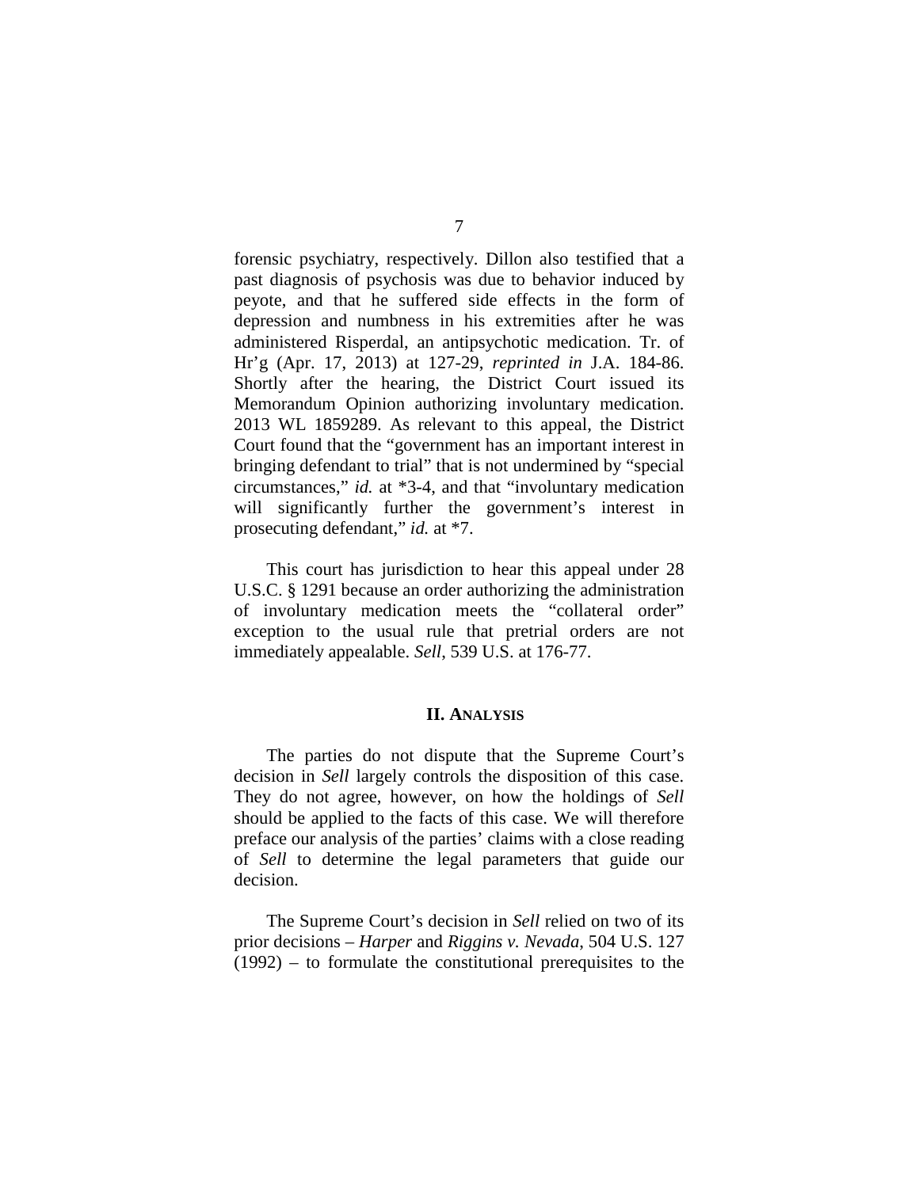forensic psychiatry, respectively. Dillon also testified that a past diagnosis of psychosis was due to behavior induced by peyote, and that he suffered side effects in the form of depression and numbness in his extremities after he was administered Risperdal, an antipsychotic medication. Tr. of Hr'g (Apr. 17, 2013) at 127-29, *reprinted in* J.A. 184-86. Shortly after the hearing, the District Court issued its Memorandum Opinion authorizing involuntary medication. 2013 WL 1859289. As relevant to this appeal, the District Court found that the "government has an important interest in bringing defendant to trial" that is not undermined by "special circumstances," *id.* at *3-4, and that "involuntary medication will significantly further the government's interest in prosecuting defendant," *id.* at *7.

This court has jurisdiction to hear this appeal under 28 U.S.C. § 1291 because an order authorizing the administration of involuntary medication meets the "collateral order" exception to the usual rule that pretrial orders are not immediately appealable. *Sell*, 539 U.S. at 176-77.

## II. Analysis

The parties do not dispute that the Supreme Court's decision in *Sell* largely controls the disposition of this case. They do not agree, however, on how the holdings of *Sell* should be applied to the facts of this case. We will therefore preface our analysis of the parties' claims with a close reading of *Sell* to determine the legal parameters that guide our decision.

The Supreme Court's decision in *Sell* relied on two of its prior decisions – *Harper* and *Riggins v. Nevada*, 504 U.S. 127 (1992) – to formulate the constitutional prerequisites to the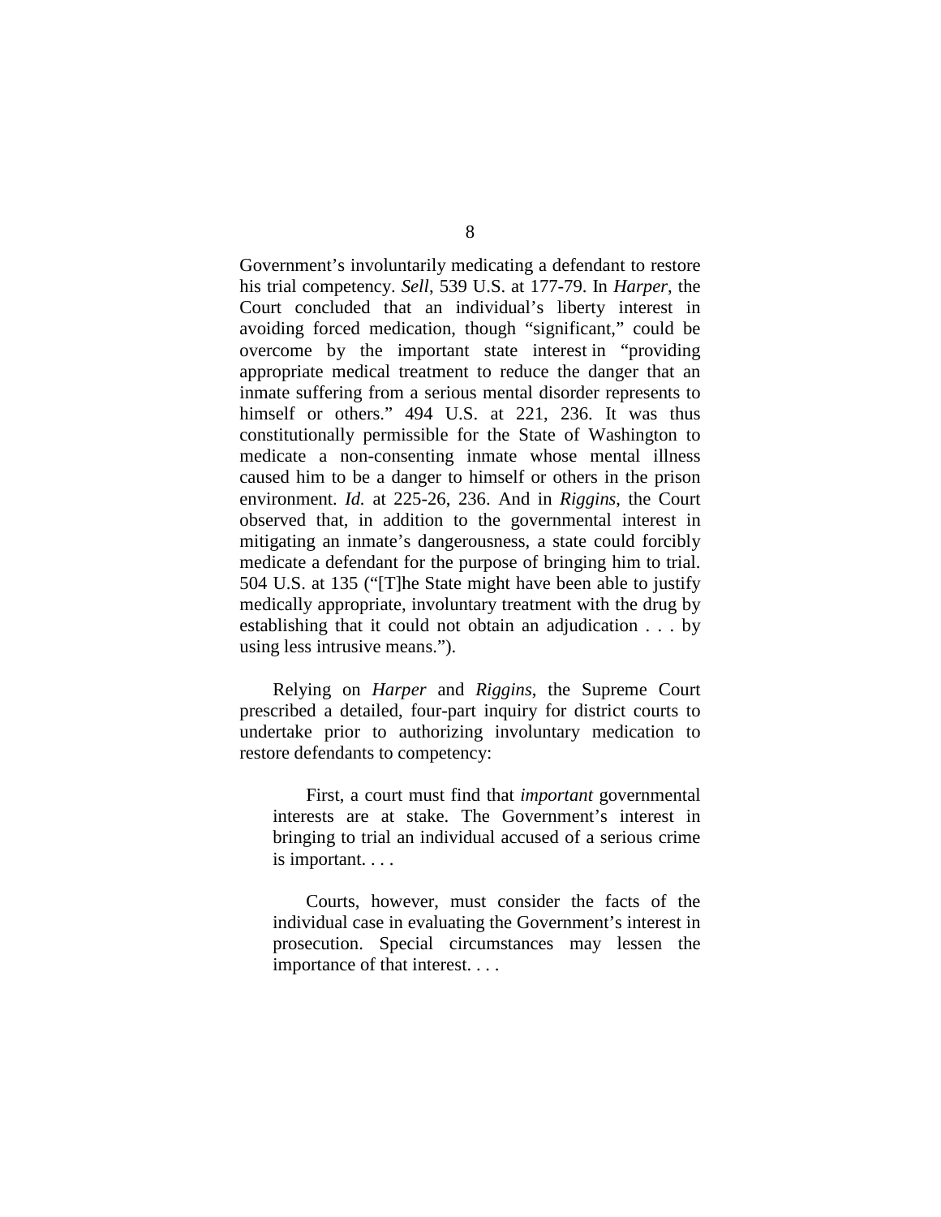Government's involuntarily medicating a defendant to restore his trial competency. *Sell*, 539 U.S. at 177-79. In *Harper*, the Court concluded that an individual's liberty interest in avoiding forced medication, though "significant," could be overcome by the important state interest in "providing appropriate medical treatment to reduce the danger that an inmate suffering from a serious mental disorder represents to himself or others." 494 U.S. at 221, 236. It was thus constitutionally permissible for the State of Washington to medicate a non-consenting inmate whose mental illness caused him to be a danger to himself or others in the prison environment. *Id.* at 225-26, 236. And in *Riggins*, the Court observed that, in addition to the governmental interest in mitigating an inmate's dangerousness, a state could forcibly medicate a defendant for the purpose of bringing him to trial. 504 U.S. at 135 ("[T]he State might have been able to justify medically appropriate, involuntary treatment with the drug by establishing that it could not obtain an adjudication . . . by using less intrusive means.").

Relying on *Harper* and *Riggins*, the Supreme Court prescribed a detailed, four-part inquiry for district courts to undertake prior to authorizing involuntary medication to restore defendants to competency:

> First, a court must find that *important* governmental interests are at stake. The Government's interest in bringing to trial an individual accused of a serious crime is important. . . .
>
> Courts, however, must consider the facts of the individual case in evaluating the Government's interest in prosecution. Special circumstances may lessen the importance of that interest. . . .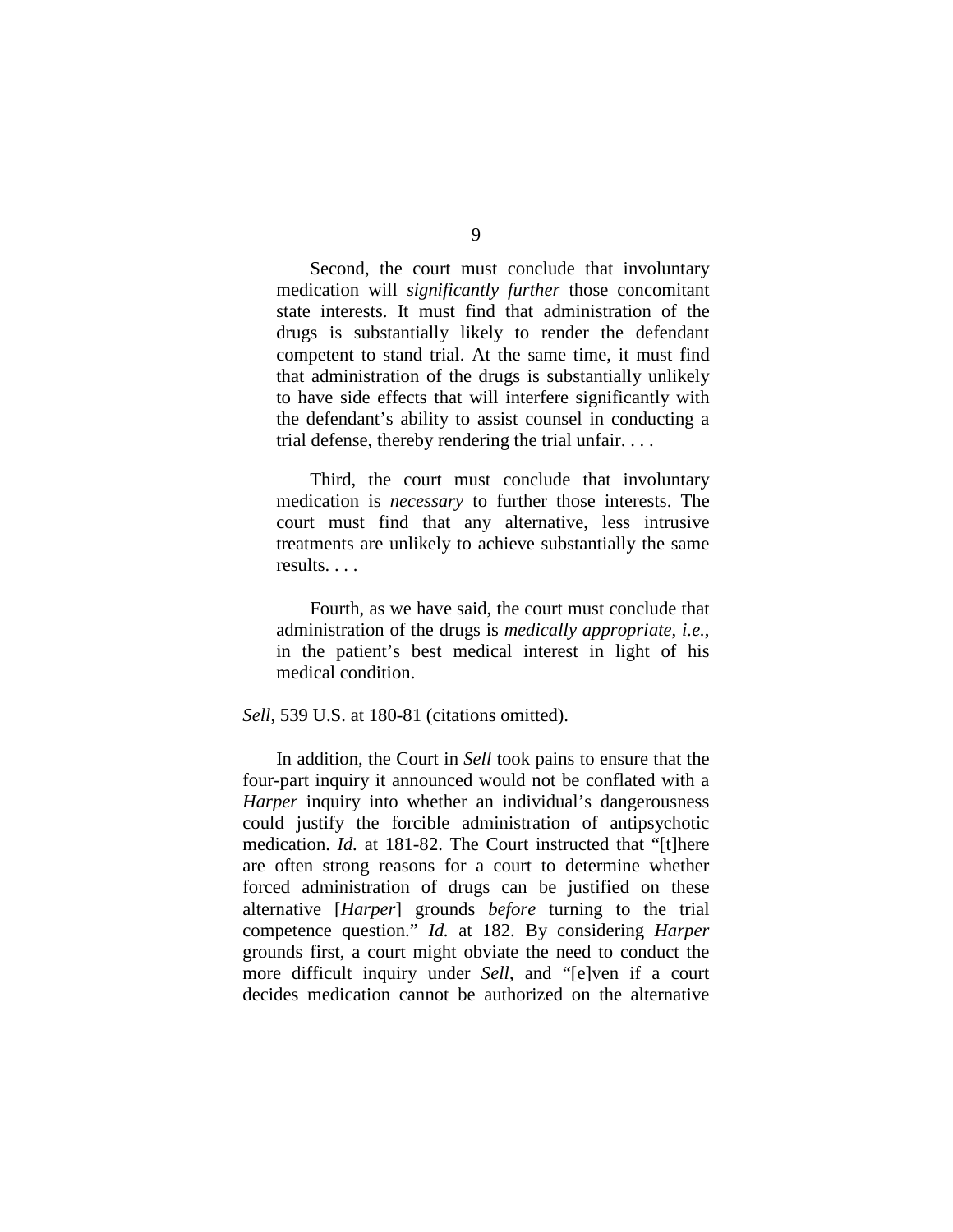> Second, the court must conclude that involuntary medication will *significantly further* those concomitant state interests. It must find that administration of the drugs is substantially likely to render the defendant competent to stand trial. At the same time, it must find that administration of the drugs is substantially unlikely to have side effects that will interfere significantly with the defendant's ability to assist counsel in conducting a trial defense, thereby rendering the trial unfair. . . .
>
> Third, the court must conclude that involuntary medication is *necessary* to further those interests. The court must find that any alternative, less intrusive treatments are unlikely to achieve substantially the same results. . . .
>
> Fourth, as we have said, the court must conclude that administration of the drugs is *medically appropriate*, *i.e.*, in the patient's best medical interest in light of his medical condition.

*Sell*, 539 U.S. at 180-81 (citations omitted).

In addition, the Court in *Sell* took pains to ensure that the four-part inquiry it announced would not be conflated with a *Harper* inquiry into whether an individual's dangerousness could justify the forcible administration of antipsychotic medication. *Id.* at 181-82. The Court instructed that "[t]here are often strong reasons for a court to determine whether forced administration of drugs can be justified on these alternative [*Harper*] grounds *before* turning to the trial competence question." *Id.* at 182. By considering *Harper* grounds first, a court might obviate the need to conduct the more difficult inquiry under *Sell*, and "[e]ven if a court decides medication cannot be authorized on the alternative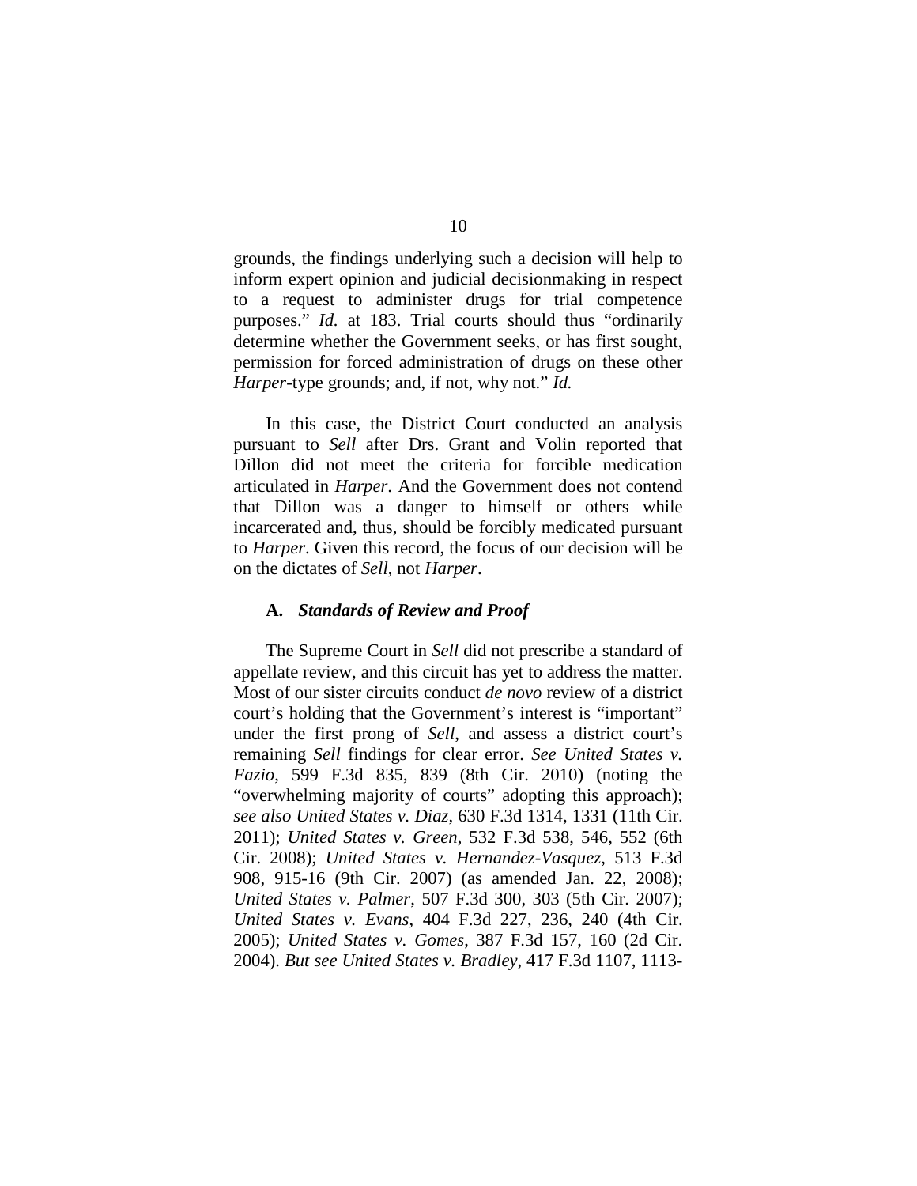grounds, the findings underlying such a decision will help to inform expert opinion and judicial decisionmaking in respect to a request to administer drugs for trial competence purposes." *Id.* at 183. Trial courts should thus "ordinarily determine whether the Government seeks, or has first sought, permission for forced administration of drugs on these other *Harper*-type grounds; and, if not, why not." *Id.*

In this case, the District Court conducted an analysis pursuant to *Sell* after Drs. Grant and Volin reported that Dillon did not meet the criteria for forcible medication articulated in *Harper*. And the Government does not contend that Dillon was a danger to himself or others while incarcerated and, thus, should be forcibly medicated pursuant to *Harper*. Given this record, the focus of our decision will be on the dictates of *Sell*, not *Harper*.

### A. *Standards of Review and Proof*

The Supreme Court in *Sell* did not prescribe a standard of appellate review, and this circuit has yet to address the matter. Most of our sister circuits conduct *de novo* review of a district court's holding that the Government's interest is "important" under the first prong of *Sell*, and assess a district court's remaining *Sell* findings for clear error. *See United States v. Fazio*, 599 F.3d 835, 839 (8th Cir. 2010) (noting the "overwhelming majority of courts" adopting this approach); *see also United States v. Diaz*, 630 F.3d 1314, 1331 (11th Cir. 2011); *United States v. Green*, 532 F.3d 538, 546, 552 (6th Cir. 2008); *United States v. Hernandez-Vasquez*, 513 F.3d 908, 915-16 (9th Cir. 2007) (as amended Jan. 22, 2008); *United States v. Palmer*, 507 F.3d 300, 303 (5th Cir. 2007); *United States v. Evans*, 404 F.3d 227, 236, 240 (4th Cir. 2005); *United States v. Gomes*, 387 F.3d 157, 160 (2d Cir. 2004). *But see United States v. Bradley*, 417 F.3d 1107, 1113-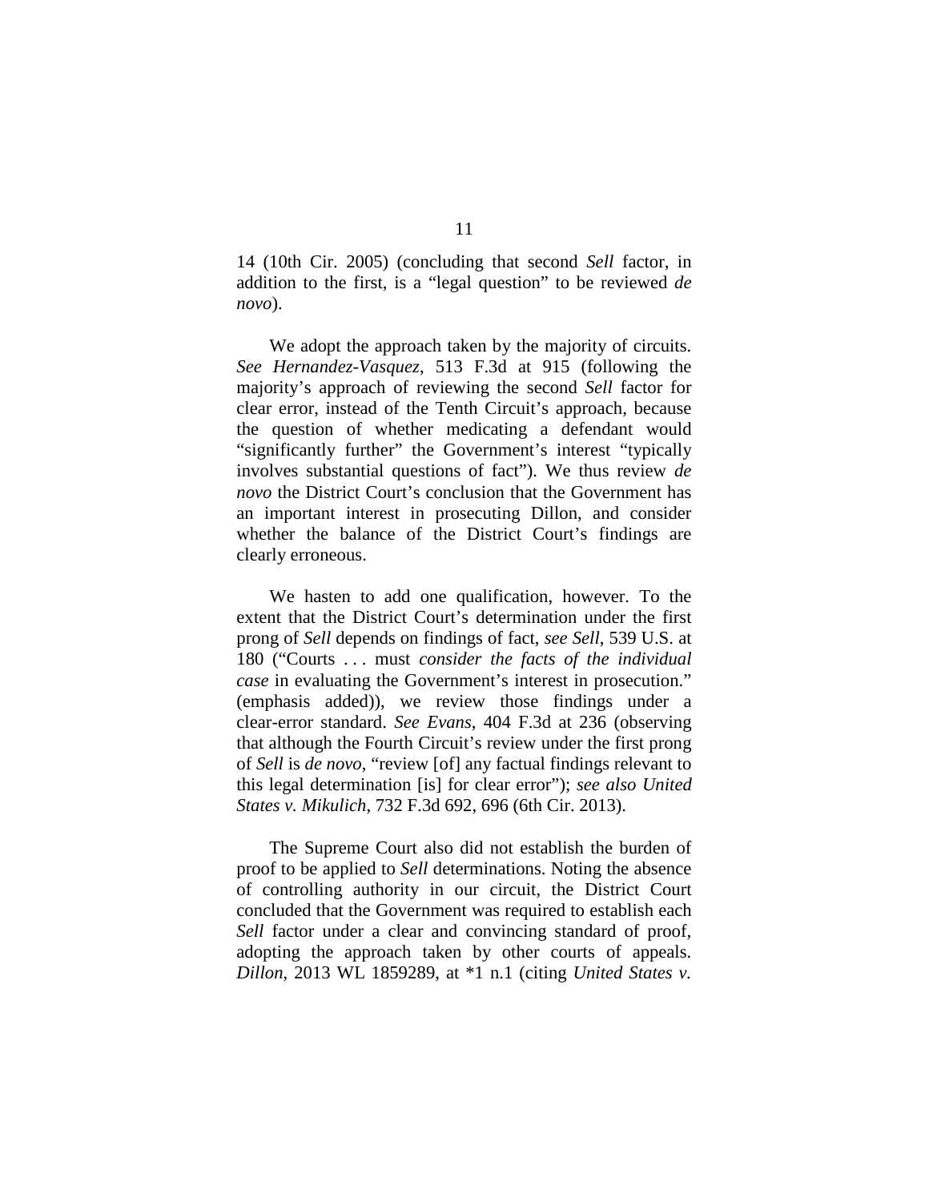14 (10th Cir. 2005) (concluding that second *Sell* factor, in addition to the first, is a "legal question" to be reviewed *de novo*).

We adopt the approach taken by the majority of circuits. *See Hernandez-Vasquez*, 513 F.3d at 915 (following the majority's approach of reviewing the second *Sell* factor for clear error, instead of the Tenth Circuit's approach, because the question of whether medicating a defendant would "significantly further" the Government's interest "typically involves substantial questions of fact"). We thus review *de novo* the District Court's conclusion that the Government has an important interest in prosecuting Dillon, and consider whether the balance of the District Court's findings are clearly erroneous.

We hasten to add one qualification, however. To the extent that the District Court's determination under the first prong of *Sell* depends on findings of fact, *see Sell*, 539 U.S. at 180 ("Courts . . . must *consider the facts of the individual case* in evaluating the Government's interest in prosecution." (emphasis added)), we review those findings under a clear-error standard. *See Evans*, 404 F.3d at 236 (observing that although the Fourth Circuit's review under the first prong of *Sell* is *de novo*, "review [of] any factual findings relevant to this legal determination [is] for clear error"); *see also United States v. Mikulich*, 732 F.3d 692, 696 (6th Cir. 2013).

The Supreme Court also did not establish the burden of proof to be applied to *Sell* determinations. Noting the absence of controlling authority in our circuit, the District Court concluded that the Government was required to establish each *Sell* factor under a clear and convincing standard of proof, adopting the approach taken by other courts of appeals. *Dillon*, 2013 WL 1859289, at *1 n.1 (citing *United States v.*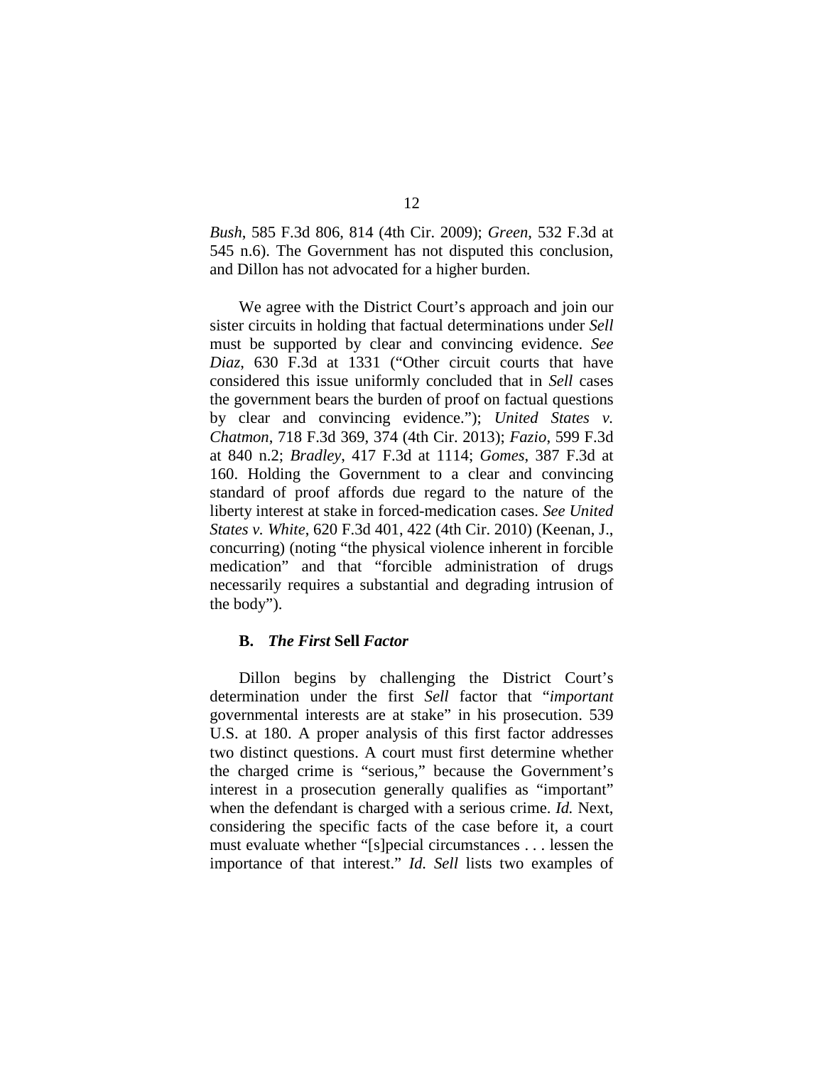*Bush*, 585 F.3d 806, 814 (4th Cir. 2009); *Green*, 532 F.3d at 545 n.6). The Government has not disputed this conclusion, and Dillon has not advocated for a higher burden.

We agree with the District Court's approach and join our sister circuits in holding that factual determinations under *Sell* must be supported by clear and convincing evidence. *See Diaz*, 630 F.3d at 1331 ("Other circuit courts that have considered this issue uniformly concluded that in *Sell* cases the government bears the burden of proof on factual questions by clear and convincing evidence."); *United States v. Chatmon*, 718 F.3d 369, 374 (4th Cir. 2013); *Fazio*, 599 F.3d at 840 n.2; *Bradley*, 417 F.3d at 1114; *Gomes*, 387 F.3d at 160. Holding the Government to a clear and convincing standard of proof affords due regard to the nature of the liberty interest at stake in forced-medication cases. *See United States v. White*, 620 F.3d 401, 422 (4th Cir. 2010) (Keenan, J., concurring) (noting "the physical violence inherent in forcible medication" and that "forcible administration of drugs necessarily requires a substantial and degrading intrusion of the body").

### B. *The First* **Sell** *Factor*

Dillon begins by challenging the District Court's determination under the first *Sell* factor that "*important* governmental interests are at stake" in his prosecution. 539 U.S. at 180. A proper analysis of this first factor addresses two distinct questions. A court must first determine whether the charged crime is "serious," because the Government's interest in a prosecution generally qualifies as "important" when the defendant is charged with a serious crime. *Id.* Next, considering the specific facts of the case before it, a court must evaluate whether "[s]pecial circumstances . . . lessen the importance of that interest." *Id. Sell* lists two examples of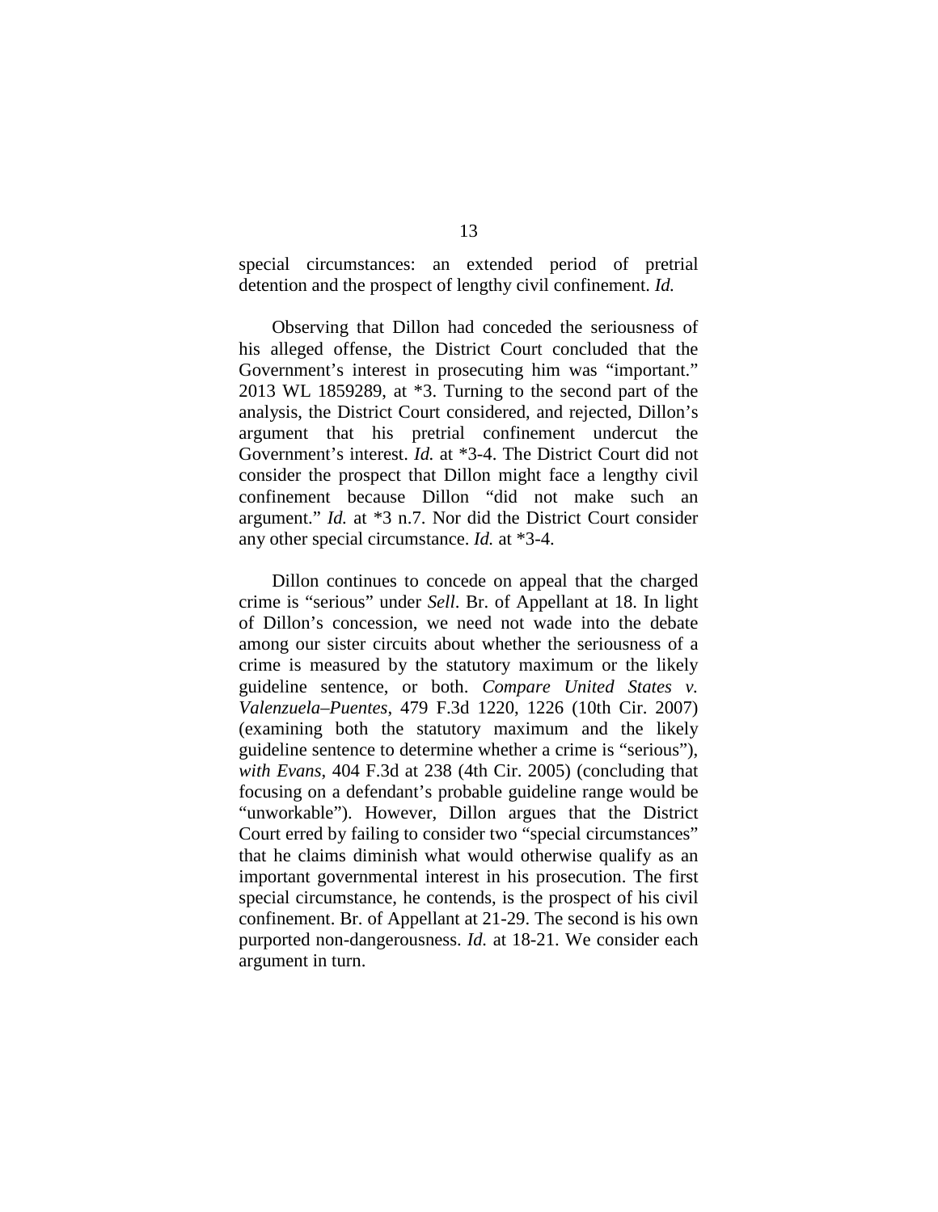special circumstances: an extended period of pretrial detention and the prospect of lengthy civil confinement. *Id.*

Observing that Dillon had conceded the seriousness of his alleged offense, the District Court concluded that the Government's interest in prosecuting him was "important." 2013 WL 1859289, at *3. Turning to the second part of the analysis, the District Court considered, and rejected, Dillon's argument that his pretrial confinement undercut the Government's interest. *Id.* at *3-4. The District Court did not consider the prospect that Dillon might face a lengthy civil confinement because Dillon "did not make such an argument." *Id.* at *3 n.7. Nor did the District Court consider any other special circumstance. *Id.* at *3-4.

Dillon continues to concede on appeal that the charged crime is "serious" under *Sell*. Br. of Appellant at 18. In light of Dillon's concession, we need not wade into the debate among our sister circuits about whether the seriousness of a crime is measured by the statutory maximum or the likely guideline sentence, or both. *Compare United States v. Valenzuela–Puentes*, 479 F.3d 1220, 1226 (10th Cir. 2007) (examining both the statutory maximum and the likely guideline sentence to determine whether a crime is "serious"), *with Evans*, 404 F.3d at 238 (4th Cir. 2005) (concluding that focusing on a defendant's probable guideline range would be "unworkable"). However, Dillon argues that the District Court erred by failing to consider two "special circumstances" that he claims diminish what would otherwise qualify as an important governmental interest in his prosecution. The first special circumstance, he contends, is the prospect of his civil confinement. Br. of Appellant at 21-29. The second is his own purported non-dangerousness. *Id.* at 18-21. We consider each argument in turn.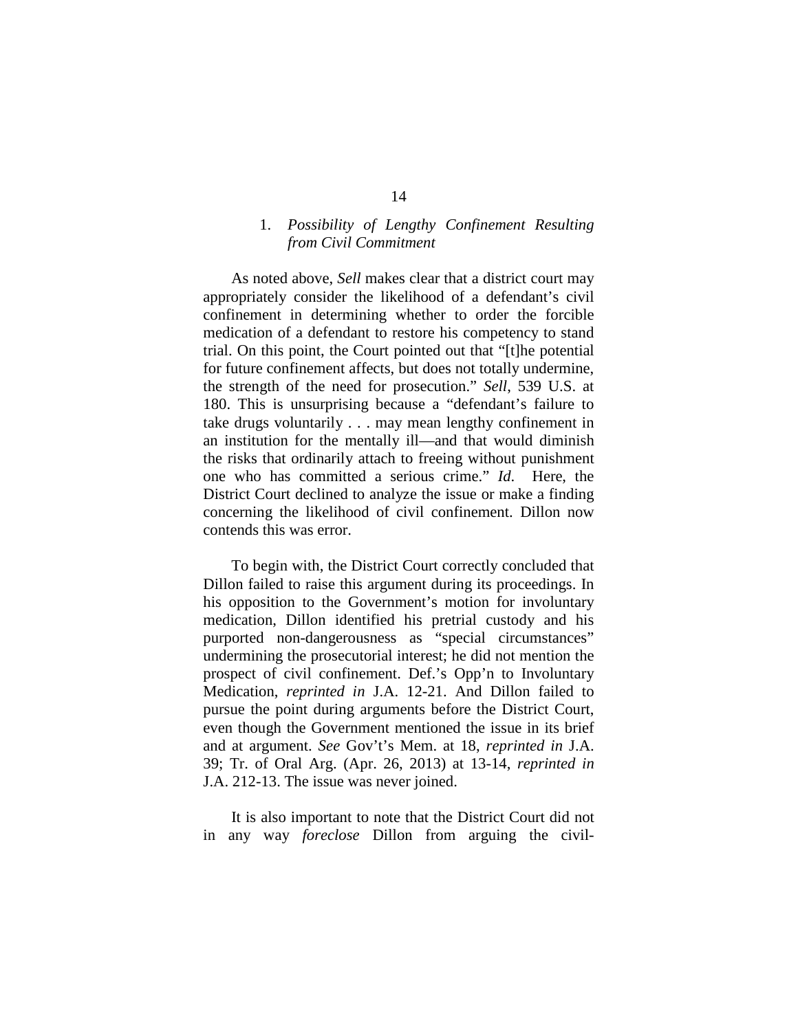### 1. *Possibility of Lengthy Confinement Resulting from Civil Commitment*

As noted above, *Sell* makes clear that a district court may appropriately consider the likelihood of a defendant's civil confinement in determining whether to order the forcible medication of a defendant to restore his competency to stand trial. On this point, the Court pointed out that "[t]he potential for future confinement affects, but does not totally undermine, the strength of the need for prosecution." *Sell*, 539 U.S. at 180. This is unsurprising because a "defendant's failure to take drugs voluntarily . . . may mean lengthy confinement in an institution for the mentally ill—and that would diminish the risks that ordinarily attach to freeing without punishment one who has committed a serious crime." *Id.* Here, the District Court declined to analyze the issue or make a finding concerning the likelihood of civil confinement. Dillon now contends this was error.

To begin with, the District Court correctly concluded that Dillon failed to raise this argument during its proceedings. In his opposition to the Government's motion for involuntary medication, Dillon identified his pretrial custody and his purported non-dangerousness as "special circumstances" undermining the prosecutorial interest; he did not mention the prospect of civil confinement. Def.'s Opp'n to Involuntary Medication, *reprinted in* J.A. 12-21. And Dillon failed to pursue the point during arguments before the District Court, even though the Government mentioned the issue in its brief and at argument. *See* Gov't's Mem. at 18, *reprinted in* J.A. 39; Tr. of Oral Arg. (Apr. 26, 2013) at 13-14, *reprinted in* J.A. 212-13. The issue was never joined.

It is also important to note that the District Court did not in any way *foreclose* Dillon from arguing the civil-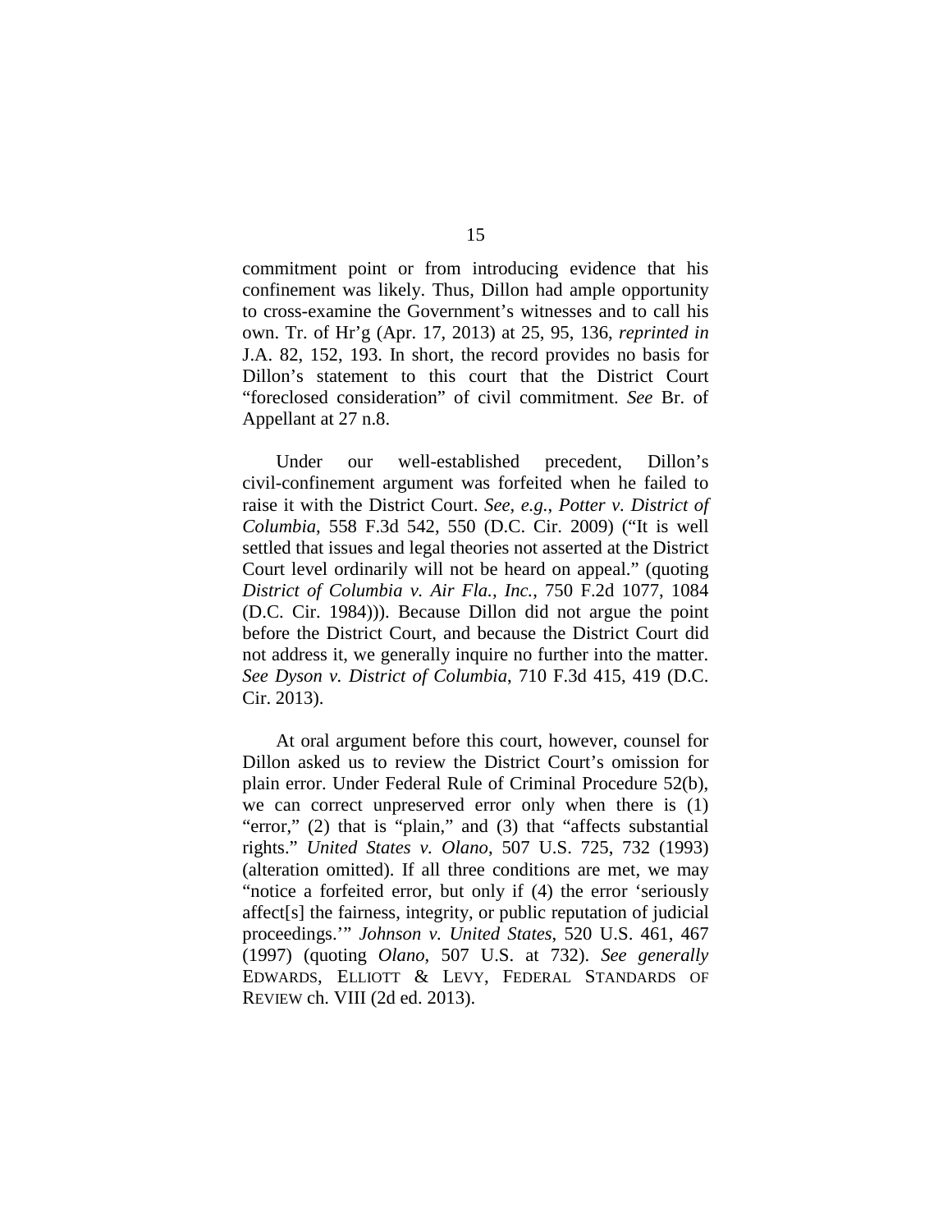commitment point or from introducing evidence that his confinement was likely. Thus, Dillon had ample opportunity to cross-examine the Government's witnesses and to call his own. Tr. of Hr'g (Apr. 17, 2013) at 25, 95, 136, *reprinted in* J.A. 82, 152, 193. In short, the record provides no basis for Dillon's statement to this court that the District Court "foreclosed consideration" of civil commitment. *See* Br. of Appellant at 27 n.8.

Under our well-established precedent, Dillon's civil-confinement argument was forfeited when he failed to raise it with the District Court. *See, e.g.*, *Potter v. District of Columbia*, 558 F.3d 542, 550 (D.C. Cir. 2009) ("It is well settled that issues and legal theories not asserted at the District Court level ordinarily will not be heard on appeal." (quoting *District of Columbia v. Air Fla., Inc.*, 750 F.2d 1077, 1084 (D.C. Cir. 1984))). Because Dillon did not argue the point before the District Court, and because the District Court did not address it, we generally inquire no further into the matter. *See Dyson v. District of Columbia*, 710 F.3d 415, 419 (D.C. Cir. 2013).

At oral argument before this court, however, counsel for Dillon asked us to review the District Court's omission for plain error. Under Federal Rule of Criminal Procedure 52(b), we can correct unpreserved error only when there is (1) "error," (2) that is "plain," and (3) that "affects substantial rights." *United States v. Olano*, 507 U.S. 725, 732 (1993) (alteration omitted). If all three conditions are met, we may "notice a forfeited error, but only if (4) the error 'seriously affect[s] the fairness, integrity, or public reputation of judicial proceedings.'" *Johnson v. United States*, 520 U.S. 461, 467 (1997) (quoting *Olano*, 507 U.S. at 732). *See generally* EDWARDS, ELLIOTT & LEVY, FEDERAL STANDARDS OF REVIEW ch. VIII (2d ed. 2013).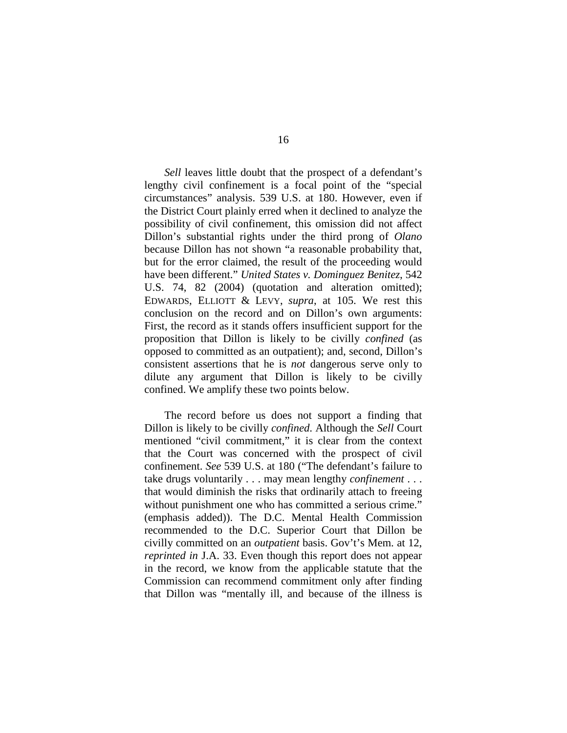*Sell* leaves little doubt that the prospect of a defendant's lengthy civil confinement is a focal point of the "special circumstances" analysis. 539 U.S. at 180. However, even if the District Court plainly erred when it declined to analyze the possibility of civil confinement, this omission did not affect Dillon's substantial rights under the third prong of *Olano* because Dillon has not shown "a reasonable probability that, but for the error claimed, the result of the proceeding would have been different." *United States v. Dominguez Benitez*, 542 U.S. 74, 82 (2004) (quotation and alteration omitted); EDWARDS, ELLIOTT & LEVY, *supra*, at 105. We rest this conclusion on the record and on Dillon's own arguments: First, the record as it stands offers insufficient support for the proposition that Dillon is likely to be civilly *confined* (as opposed to committed as an outpatient); and, second, Dillon's consistent assertions that he is *not* dangerous serve only to dilute any argument that Dillon is likely to be civilly confined. We amplify these two points below.

The record before us does not support a finding that Dillon is likely to be civilly *confined*. Although the *Sell* Court mentioned "civil commitment," it is clear from the context that the Court was concerned with the prospect of civil confinement. *See* 539 U.S. at 180 ("The defendant's failure to take drugs voluntarily . . . may mean lengthy *confinement* . . . that would diminish the risks that ordinarily attach to freeing without punishment one who has committed a serious crime." (emphasis added)). The D.C. Mental Health Commission recommended to the D.C. Superior Court that Dillon be civilly committed on an *outpatient* basis. Gov't's Mem. at 12, *reprinted in* J.A. 33. Even though this report does not appear in the record, we know from the applicable statute that the Commission can recommend commitment only after finding that Dillon was "mentally ill, and because of the illness is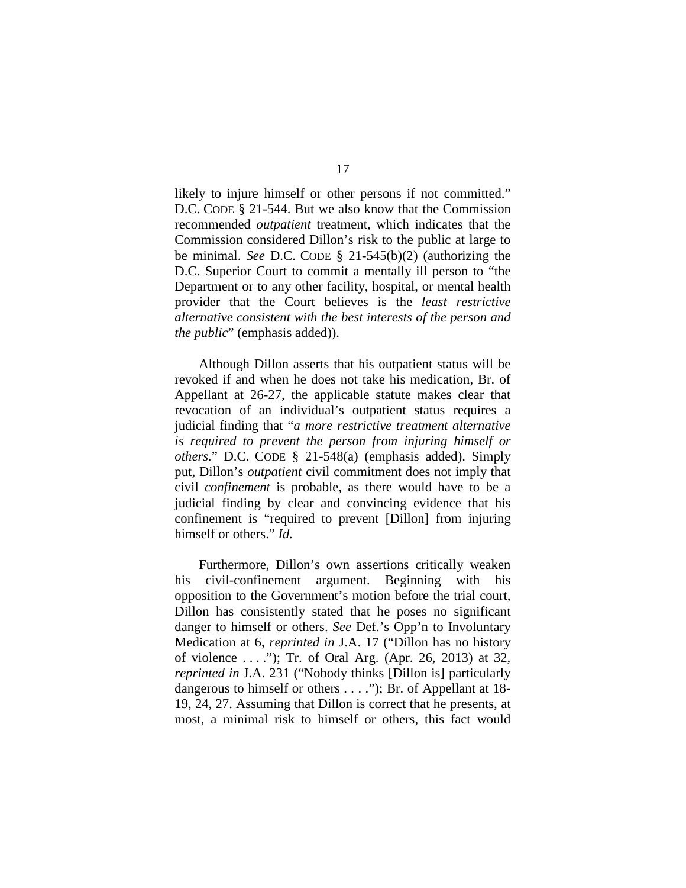likely to injure himself or other persons if not committed." D.C. CODE § 21-544. But we also know that the Commission recommended *outpatient* treatment, which indicates that the Commission considered Dillon's risk to the public at large to be minimal. *See* D.C. CODE § 21-545(b)(2) (authorizing the D.C. Superior Court to commit a mentally ill person to "the Department or to any other facility, hospital, or mental health provider that the Court believes is the *least restrictive alternative consistent with the best interests of the person and the public*" (emphasis added)).

Although Dillon asserts that his outpatient status will be revoked if and when he does not take his medication, Br. of Appellant at 26-27, the applicable statute makes clear that revocation of an individual's outpatient status requires a judicial finding that "*a more restrictive treatment alternative is required to prevent the person from injuring himself or others.*" D.C. CODE § 21-548(a) (emphasis added). Simply put, Dillon's *outpatient* civil commitment does not imply that civil *confinement* is probable, as there would have to be a judicial finding by clear and convincing evidence that his confinement is "required to prevent [Dillon] from injuring himself or others." *Id.*

Furthermore, Dillon's own assertions critically weaken his civil-confinement argument. Beginning with his opposition to the Government's motion before the trial court, Dillon has consistently stated that he poses no significant danger to himself or others. *See* Def.'s Opp'n to Involuntary Medication at 6, *reprinted in* J.A. 17 ("Dillon has no history of violence . . . ."); Tr. of Oral Arg. (Apr. 26, 2013) at 32, *reprinted in* J.A. 231 ("Nobody thinks [Dillon is] particularly dangerous to himself or others . . . ."); Br. of Appellant at 18-19, 24, 27. Assuming that Dillon is correct that he presents, at most, a minimal risk to himself or others, this fact would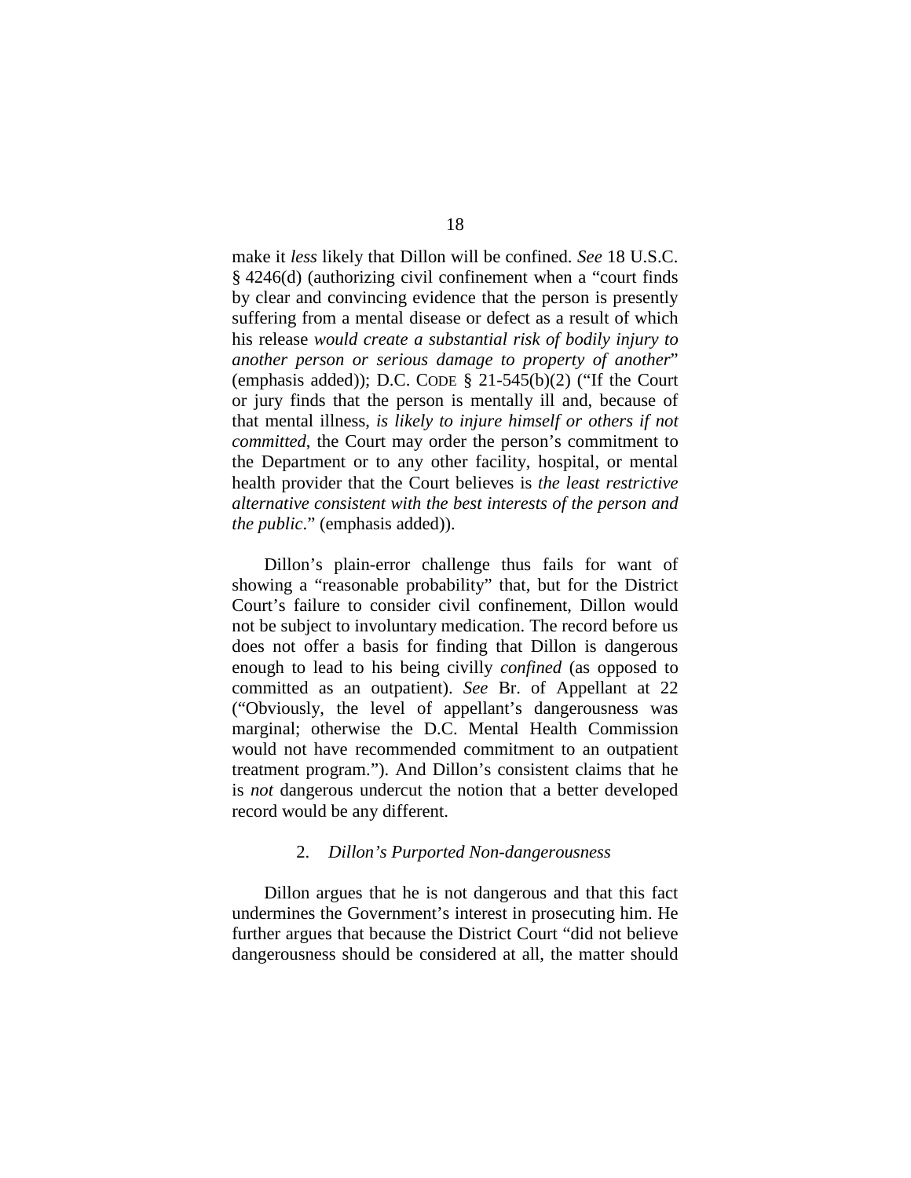make it *less* likely that Dillon will be confined. *See* 18 U.S.C. § 4246(d) (authorizing civil confinement when a "court finds by clear and convincing evidence that the person is presently suffering from a mental disease or defect as a result of which his release *would create a substantial risk of bodily injury to another person or serious damage to property of another*" (emphasis added)); D.C. CODE § 21-545(b)(2) ("If the Court or jury finds that the person is mentally ill and, because of that mental illness, *is likely to injure himself or others if not committed*, the Court may order the person's commitment to the Department or to any other facility, hospital, or mental health provider that the Court believes is *the least restrictive alternative consistent with the best interests of the person and the public*." (emphasis added)).

Dillon's plain-error challenge thus fails for want of showing a "reasonable probability" that, but for the District Court's failure to consider civil confinement, Dillon would not be subject to involuntary medication. The record before us does not offer a basis for finding that Dillon is dangerous enough to lead to his being civilly *confined* (as opposed to committed as an outpatient). *See* Br. of Appellant at 22 ("Obviously, the level of appellant's dangerousness was marginal; otherwise the D.C. Mental Health Commission would not have recommended commitment to an outpatient treatment program."). And Dillon's consistent claims that he is *not* dangerous undercut the notion that a better developed record would be any different.

#### 2. *Dillon's Purported Non-dangerousness*

Dillon argues that he is not dangerous and that this fact undermines the Government's interest in prosecuting him. He further argues that because the District Court "did not believe dangerousness should be considered at all, the matter should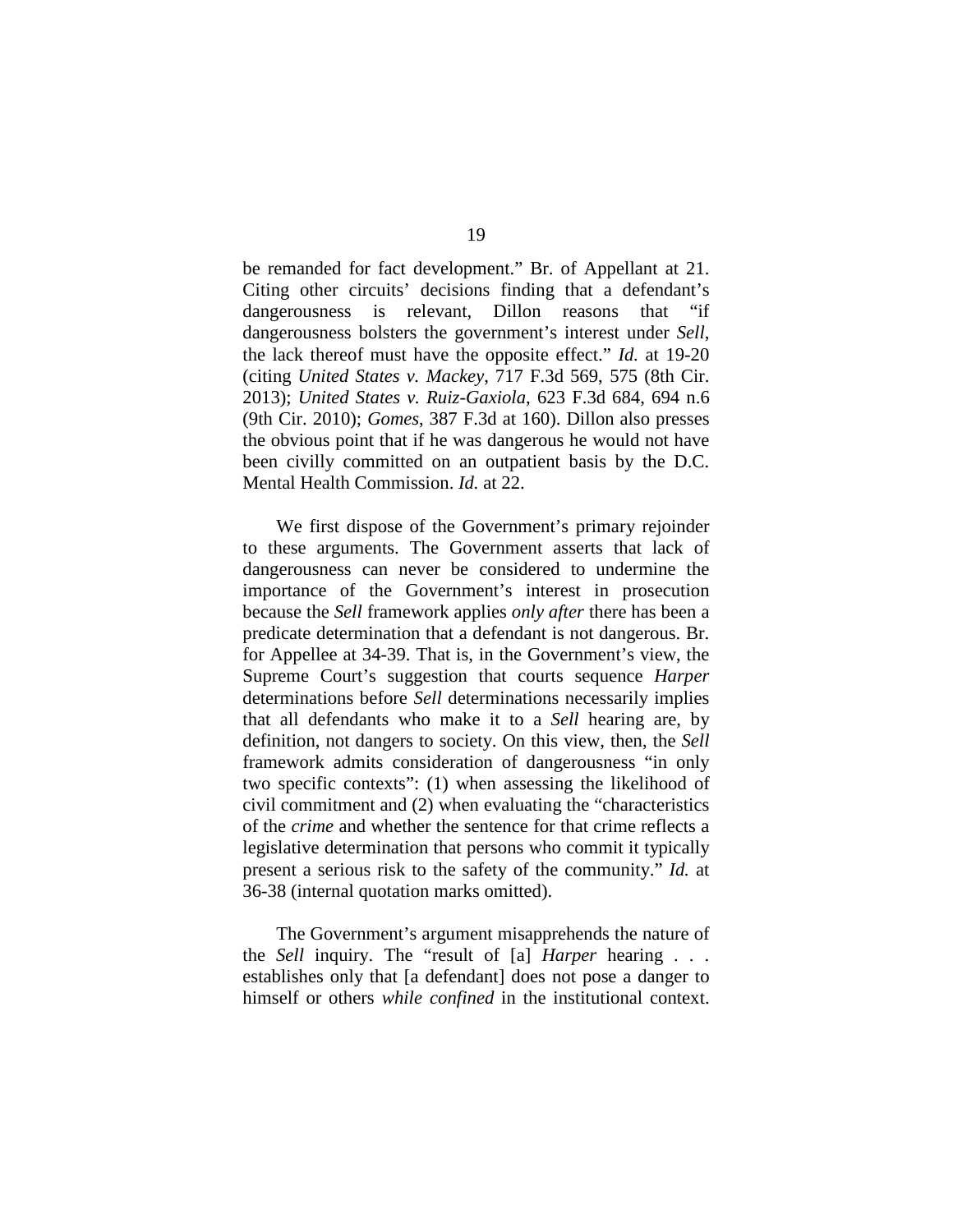be remanded for fact development." Br. of Appellant at 21. Citing other circuits' decisions finding that a defendant's dangerousness is relevant, Dillon reasons that "if dangerousness bolsters the government's interest under *Sell*, the lack thereof must have the opposite effect." *Id.* at 19-20 (citing *United States v. Mackey*, 717 F.3d 569, 575 (8th Cir. 2013); *United States v. Ruiz-Gaxiola*, 623 F.3d 684, 694 n.6 (9th Cir. 2010); *Gomes*, 387 F.3d at 160). Dillon also presses the obvious point that if he was dangerous he would not have been civilly committed on an outpatient basis by the D.C. Mental Health Commission. *Id.* at 22.

We first dispose of the Government's primary rejoinder to these arguments. The Government asserts that lack of dangerousness can never be considered to undermine the importance of the Government's interest in prosecution because the *Sell* framework applies *only after* there has been a predicate determination that a defendant is not dangerous. Br. for Appellee at 34-39. That is, in the Government's view, the Supreme Court's suggestion that courts sequence *Harper* determinations before *Sell* determinations necessarily implies that all defendants who make it to a *Sell* hearing are, by definition, not dangers to society. On this view, then, the *Sell* framework admits consideration of dangerousness "in only two specific contexts": (1) when assessing the likelihood of civil commitment and (2) when evaluating the "characteristics of the *crime* and whether the sentence for that crime reflects a legislative determination that persons who commit it typically present a serious risk to the safety of the community." *Id.* at 36-38 (internal quotation marks omitted).

The Government's argument misapprehends the nature of the *Sell* inquiry. The "result of [a] *Harper* hearing . . . establishes only that [a defendant] does not pose a danger to himself or others *while confined* in the institutional context.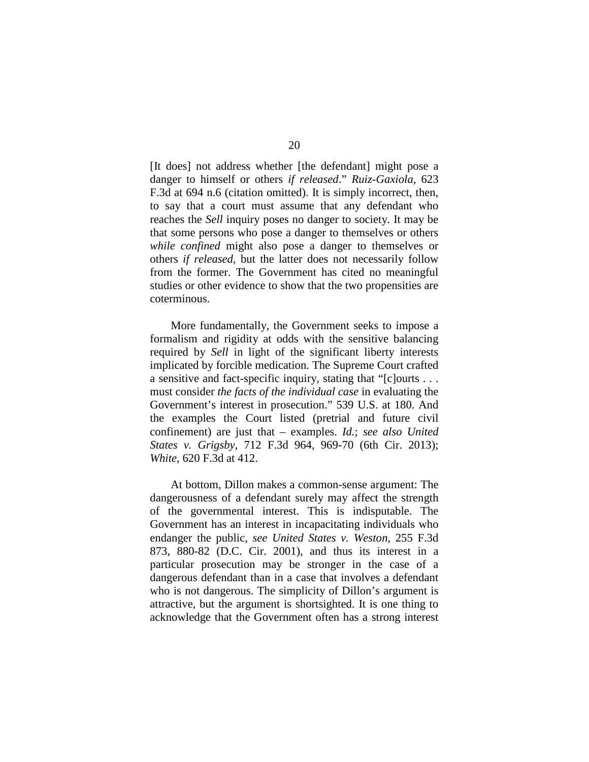[It does] not address whether [the defendant] might pose a danger to himself or others *if released*." *Ruiz-Gaxiola*, 623 F.3d at 694 n.6 (citation omitted). It is simply incorrect, then, to say that a court must assume that any defendant who reaches the *Sell* inquiry poses no danger to society. It may be that some persons who pose a danger to themselves or others *while confined* might also pose a danger to themselves or others *if released*, but the latter does not necessarily follow from the former. The Government has cited no meaningful studies or other evidence to show that the two propensities are coterminous.

More fundamentally, the Government seeks to impose a formalism and rigidity at odds with the sensitive balancing required by *Sell* in light of the significant liberty interests implicated by forcible medication. The Supreme Court crafted a sensitive and fact-specific inquiry, stating that "[c]ourts . . . must consider *the facts of the individual case* in evaluating the Government's interest in prosecution." 539 U.S. at 180. And the examples the Court listed (pretrial and future civil confinement) are just that – examples. *Id.*; *see also United States v. Grigsby*, 712 F.3d 964, 969-70 (6th Cir. 2013); *White*, 620 F.3d at 412.

At bottom, Dillon makes a common-sense argument: The dangerousness of a defendant surely may affect the strength of the governmental interest. This is indisputable. The Government has an interest in incapacitating individuals who endanger the public, *see United States v. Weston*, 255 F.3d 873, 880-82 (D.C. Cir. 2001), and thus its interest in a particular prosecution may be stronger in the case of a dangerous defendant than in a case that involves a defendant who is not dangerous. The simplicity of Dillon's argument is attractive, but the argument is shortsighted. It is one thing to acknowledge that the Government often has a strong interest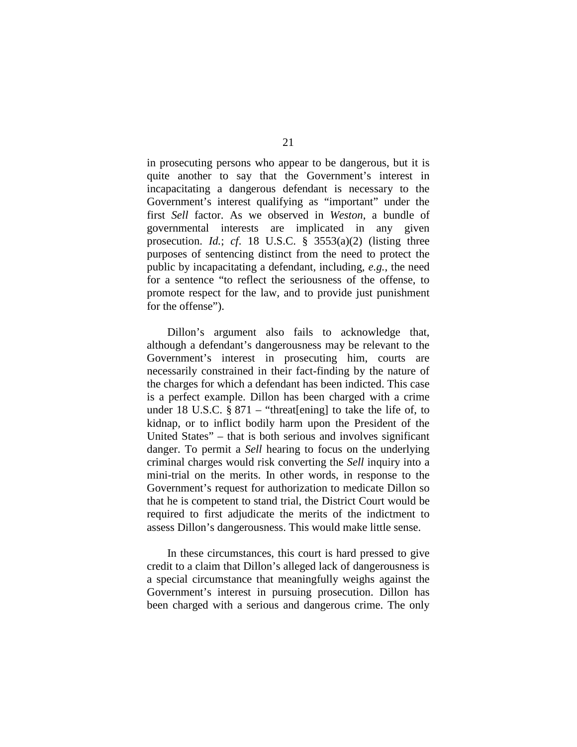in prosecuting persons who appear to be dangerous, but it is quite another to say that the Government's interest in incapacitating a dangerous defendant is necessary to the Government's interest qualifying as "important" under the first *Sell* factor. As we observed in *Weston*, a bundle of governmental interests are implicated in any given prosecution. *Id.*; *cf.* 18 U.S.C. § 3553(a)(2) (listing three purposes of sentencing distinct from the need to protect the public by incapacitating a defendant, including, *e.g.*, the need for a sentence "to reflect the seriousness of the offense, to promote respect for the law, and to provide just punishment for the offense").

Dillon's argument also fails to acknowledge that, although a defendant's dangerousness may be relevant to the Government's interest in prosecuting him, courts are necessarily constrained in their fact-finding by the nature of the charges for which a defendant has been indicted. This case is a perfect example. Dillon has been charged with a crime under 18 U.S.C. § 871 – "threat[ening] to take the life of, to kidnap, or to inflict bodily harm upon the President of the United States" – that is both serious and involves significant danger. To permit a *Sell* hearing to focus on the underlying criminal charges would risk converting the *Sell* inquiry into a mini-trial on the merits. In other words, in response to the Government's request for authorization to medicate Dillon so that he is competent to stand trial, the District Court would be required to first adjudicate the merits of the indictment to assess Dillon's dangerousness. This would make little sense.

In these circumstances, this court is hard pressed to give credit to a claim that Dillon's alleged lack of dangerousness is a special circumstance that meaningfully weighs against the Government's interest in pursuing prosecution. Dillon has been charged with a serious and dangerous crime. The only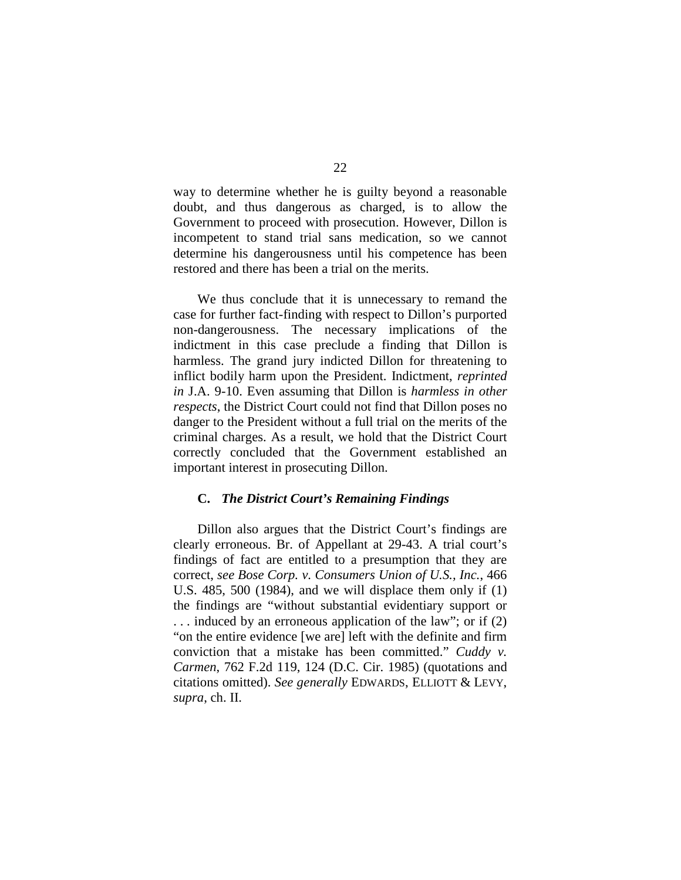way to determine whether he is guilty beyond a reasonable doubt, and thus dangerous as charged, is to allow the Government to proceed with prosecution. However, Dillon is incompetent to stand trial sans medication, so we cannot determine his dangerousness until his competence has been restored and there has been a trial on the merits.

We thus conclude that it is unnecessary to remand the case for further fact-finding with respect to Dillon's purported non-dangerousness. The necessary implications of the indictment in this case preclude a finding that Dillon is harmless. The grand jury indicted Dillon for threatening to inflict bodily harm upon the President. Indictment, *reprinted in* J.A. 9-10. Even assuming that Dillon is *harmless in other respects*, the District Court could not find that Dillon poses no danger to the President without a full trial on the merits of the criminal charges. As a result, we hold that the District Court correctly concluded that the Government established an important interest in prosecuting Dillon.

### C. *The District Court's Remaining Findings*

Dillon also argues that the District Court's findings are clearly erroneous. Br. of Appellant at 29-43. A trial court's findings of fact are entitled to a presumption that they are correct, *see Bose Corp. v. Consumers Union of U.S., Inc.*, 466 U.S. 485, 500 (1984), and we will displace them only if (1) the findings are "without substantial evidentiary support or . . . induced by an erroneous application of the law"; or if (2) "on the entire evidence [we are] left with the definite and firm conviction that a mistake has been committed." *Cuddy v. Carmen*, 762 F.2d 119, 124 (D.C. Cir. 1985) (quotations and citations omitted). *See generally* EDWARDS, ELLIOTT & LEVY, *supra*, ch. II.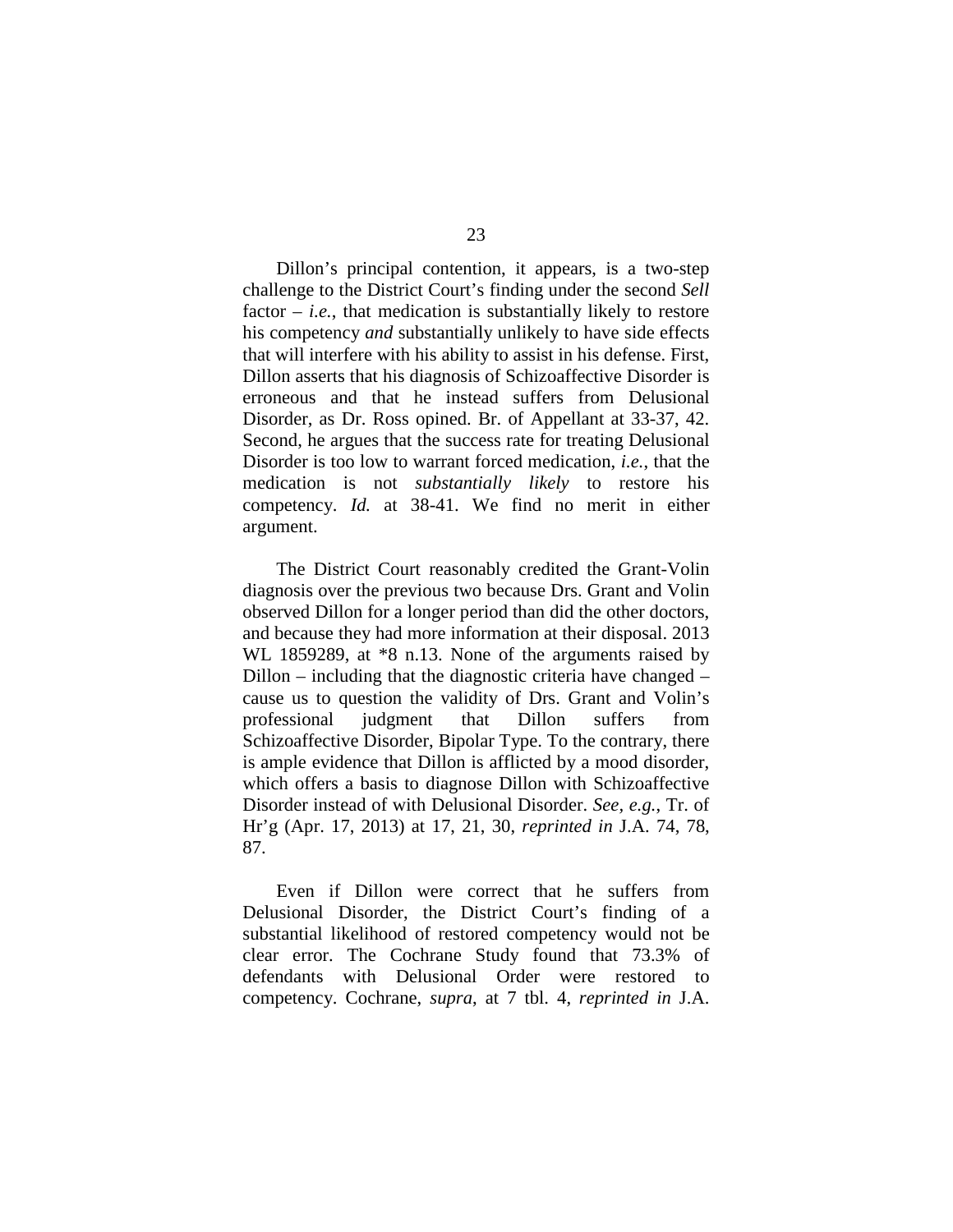Dillon's principal contention, it appears, is a two-step challenge to the District Court's finding under the second *Sell* factor – *i.e.*, that medication is substantially likely to restore his competency *and* substantially unlikely to have side effects that will interfere with his ability to assist in his defense. First, Dillon asserts that his diagnosis of Schizoaffective Disorder is erroneous and that he instead suffers from Delusional Disorder, as Dr. Ross opined. Br. of Appellant at 33-37, 42. Second, he argues that the success rate for treating Delusional Disorder is too low to warrant forced medication, *i.e.*, that the medication is not *substantially likely* to restore his competency. *Id.* at 38-41. We find no merit in either argument.

The District Court reasonably credited the Grant-Volin diagnosis over the previous two because Drs. Grant and Volin observed Dillon for a longer period than did the other doctors, and because they had more information at their disposal. 2013 WL 1859289, at *8 n.13. None of the arguments raised by Dillon – including that the diagnostic criteria have changed – cause us to question the validity of Drs. Grant and Volin's professional judgment that Dillon suffers from Schizoaffective Disorder, Bipolar Type. To the contrary, there is ample evidence that Dillon is afflicted by a mood disorder, which offers a basis to diagnose Dillon with Schizoaffective Disorder instead of with Delusional Disorder. *See, e.g.*, Tr. of Hr'g (Apr. 17, 2013) at 17, 21, 30, *reprinted in* J.A. 74, 78, 87.

Even if Dillon were correct that he suffers from Delusional Disorder, the District Court's finding of a substantial likelihood of restored competency would not be clear error. The Cochrane Study found that 73.3% of defendants with Delusional Order were restored to competency. Cochrane, *supra*, at 7 tbl. 4, *reprinted in* J.A.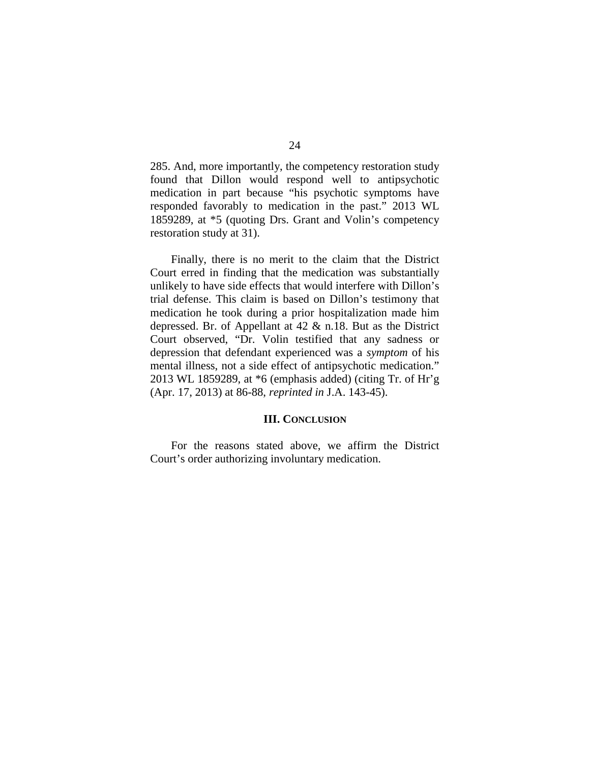285. And, more importantly, the competency restoration study found that Dillon would respond well to antipsychotic medication in part because "his psychotic symptoms have responded favorably to medication in the past." 2013 WL 1859289, at *5 (quoting Drs. Grant and Volin's competency restoration study at 31).

Finally, there is no merit to the claim that the District Court erred in finding that the medication was substantially unlikely to have side effects that would interfere with Dillon's trial defense. This claim is based on Dillon's testimony that medication he took during a prior hospitalization made him depressed. Br. of Appellant at 42 & n.18. But as the District Court observed, "Dr. Volin testified that any sadness or depression that defendant experienced was a *symptom* of his mental illness, not a side effect of antipsychotic medication." 2013 WL 1859289, at *6 (emphasis added) (citing Tr. of Hr'g (Apr. 17, 2013) at 86-88, *reprinted in* J.A. 143-45).

### III. CONCLUSION

For the reasons stated above, we affirm the District Court's order authorizing involuntary medication.